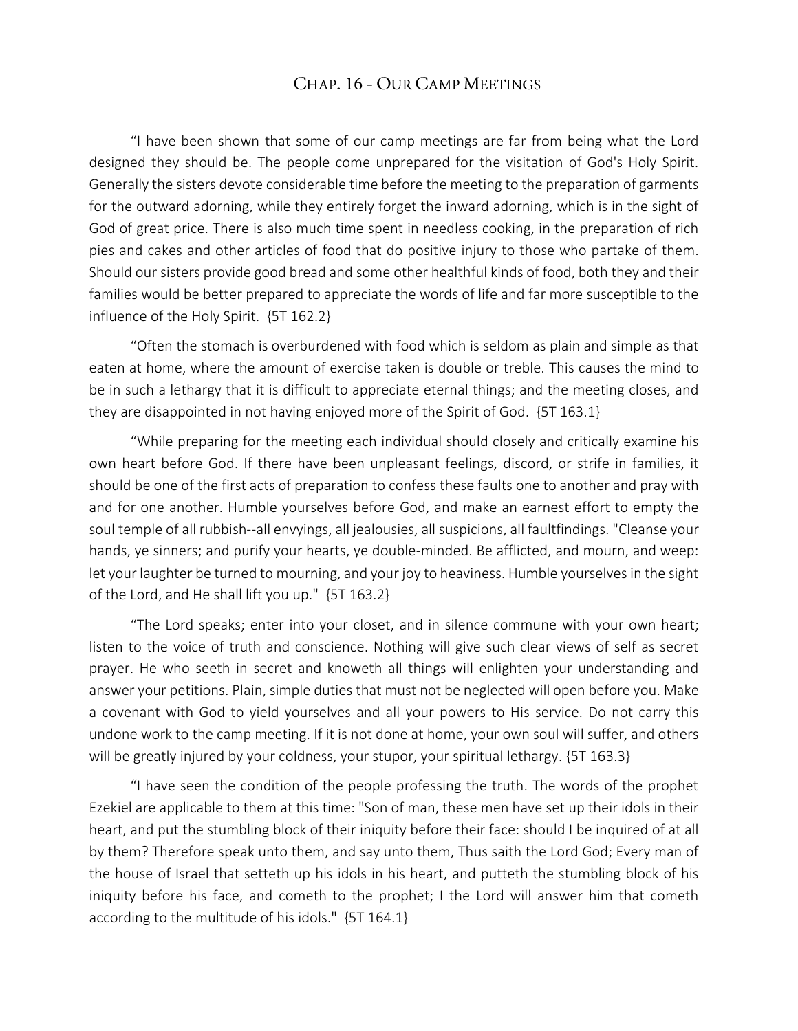## CHAP. 16 - OUR CAMP MEETINGS

"I have been shown that some of our camp meetings are far from being what the Lord designed they should be. The people come unprepared for the visitation of God's Holy Spirit. Generally the sisters devote considerable time before the meeting to the preparation of garments for the outward adorning, while they entirely forget the inward adorning, which is in the sight of God of great price. There is also much time spent in needless cooking, in the preparation of rich pies and cakes and other articles of food that do positive injury to those who partake of them. Should our sisters provide good bread and some other healthful kinds of food, both they and their families would be better prepared to appreciate the words of life and far more susceptible to the influence of the Holy Spirit. {5T 162.2}

"Often the stomach is overburdened with food which is seldom as plain and simple as that eaten at home, where the amount of exercise taken is double or treble. This causes the mind to be in such a lethargy that it is difficult to appreciate eternal things; and the meeting closes, and they are disappointed in not having enjoyed more of the Spirit of God. {5T 163.1}

"While preparing for the meeting each individual should closely and critically examine his own heart before God. If there have been unpleasant feelings, discord, or strife in families, it should be one of the first acts of preparation to confess these faults one to another and pray with and for one another. Humble yourselves before God, and make an earnest effort to empty the soul temple of all rubbish--all envyings, all jealousies, all suspicions, all faultfindings. "Cleanse your hands, ye sinners; and purify your hearts, ye double-minded. Be afflicted, and mourn, and weep: let your laughter be turned to mourning, and your joy to heaviness. Humble yourselves in the sight of the Lord, and He shall lift you up." {5T 163.2}

"The Lord speaks; enter into your closet, and in silence commune with your own heart; listen to the voice of truth and conscience. Nothing will give such clear views of self as secret prayer. He who seeth in secret and knoweth all things will enlighten your understanding and answer your petitions. Plain, simple duties that must not be neglected will open before you. Make a covenant with God to yield yourselves and all your powers to His service. Do not carry this undone work to the camp meeting. If it is not done at home, your own soul will suffer, and others will be greatly injured by your coldness, your stupor, your spiritual lethargy. {5T 163.3}

"I have seen the condition of the people professing the truth. The words of the prophet Ezekiel are applicable to them at this time: "Son of man, these men have set up their idols in their heart, and put the stumbling block of their iniquity before their face: should I be inquired of at all by them? Therefore speak unto them, and say unto them, Thus saith the Lord God; Every man of the house of Israel that setteth up his idols in his heart, and putteth the stumbling block of his iniquity before his face, and cometh to the prophet; I the Lord will answer him that cometh according to the multitude of his idols." {5T 164.1}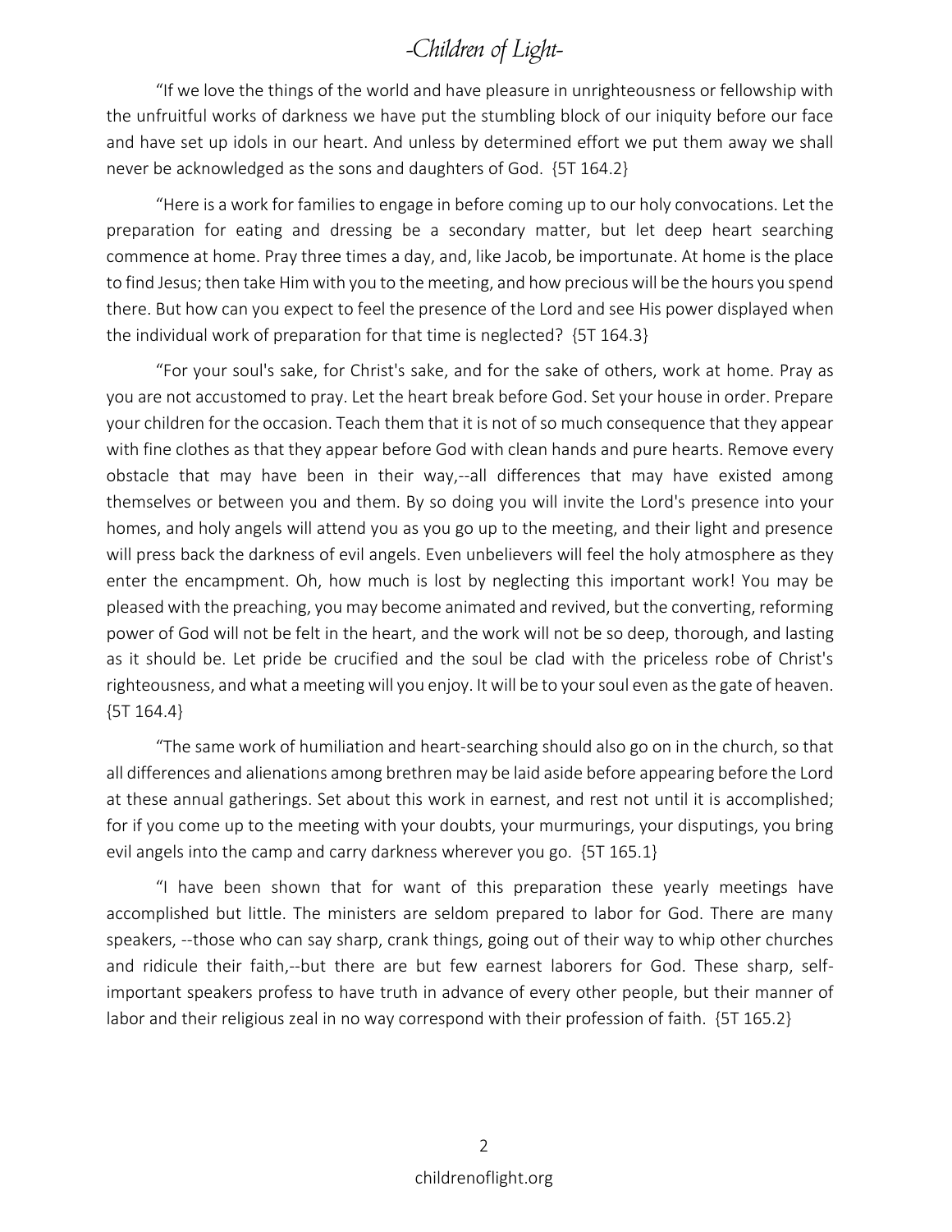"If we love the things of the world and have pleasure in unrighteousness or fellowship with the unfruitful works of darkness we have put the stumbling block of our iniquity before our face and have set up idols in our heart. And unless by determined effort we put them away we shall never be acknowledged as the sons and daughters of God. {5T 164.2}

"Here is a work for families to engage in before coming up to our holy convocations. Let the preparation for eating and dressing be a secondary matter, but let deep heart searching commence at home. Pray three times a day, and, like Jacob, be importunate. At home is the place to find Jesus; then take Him with you to the meeting, and how precious will be the hours you spend there. But how can you expect to feel the presence of the Lord and see His power displayed when the individual work of preparation for that time is neglected? {5T 164.3}

"For your soul's sake, for Christ's sake, and for the sake of others, work at home. Pray as you are not accustomed to pray. Let the heart break before God. Set your house in order. Prepare your children for the occasion. Teach them that it is not of so much consequence that they appear with fine clothes as that they appear before God with clean hands and pure hearts. Remove every obstacle that may have been in their way,--all differences that may have existed among themselves or between you and them. By so doing you will invite the Lord's presence into your homes, and holy angels will attend you as you go up to the meeting, and their light and presence will press back the darkness of evil angels. Even unbelievers will feel the holy atmosphere as they enter the encampment. Oh, how much is lost by neglecting this important work! You may be pleased with the preaching, you may become animated and revived, but the converting, reforming power of God will not be felt in the heart, and the work will not be so deep, thorough, and lasting as it should be. Let pride be crucified and the soul be clad with the priceless robe of Christ's righteousness, and what a meeting will you enjoy. It will be to your soul even as the gate of heaven. {5T 164.4}

"The same work of humiliation and heart-searching should also go on in the church, so that all differences and alienations among brethren may be laid aside before appearing before the Lord at these annual gatherings. Set about this work in earnest, and rest not until it is accomplished; for if you come up to the meeting with your doubts, your murmurings, your disputings, you bring evil angels into the camp and carry darkness wherever you go. {5T 165.1}

"I have been shown that for want of this preparation these yearly meetings have accomplished but little. The ministers are seldom prepared to labor for God. There are many speakers, --those who can say sharp, crank things, going out of their way to whip other churches and ridicule their faith,--but there are but few earnest laborers for God. These sharp, self-important speakers profess to have truth in advance of every other people, but their manner of labor and their religious zeal in no way correspond with their profession of faith. {5T 165.2}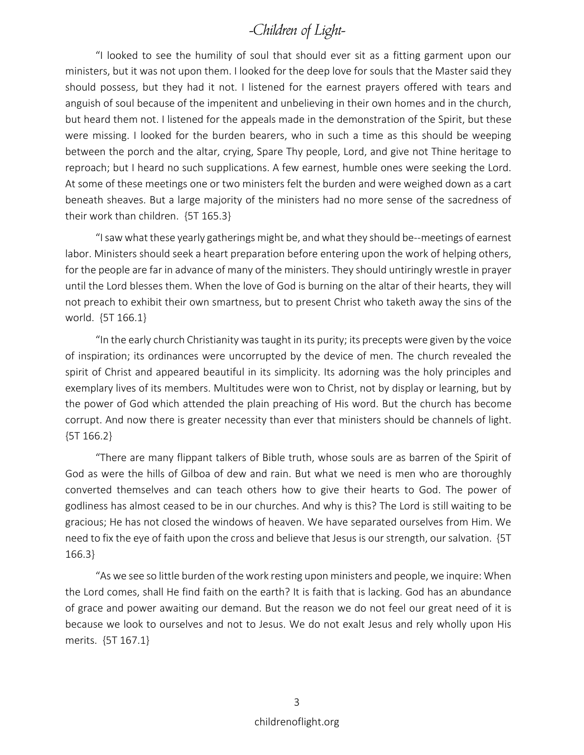"I looked to see the humility of soul that should ever sit as a fitting garment upon our ministers, but it was not upon them. I looked for the deep love for souls that the Master said they should possess, but they had it not. I listened for the earnest prayers offered with tears and anguish of soul because of the impenitent and unbelieving in their own homes and in the church, but heard them not. I listened for the appeals made in the demonstration of the Spirit, but these were missing. I looked for the burden bearers, who in such a time as this should be weeping between the porch and the altar, crying, Spare Thy people, Lord, and give not Thine heritage to reproach; but I heard no such supplications. A few earnest, humble ones were seeking the Lord. At some of these meetings one or two ministers felt the burden and were weighed down as a cart beneath sheaves. But a large majority of the ministers had no more sense of the sacredness of their work than children. {5T 165.3}

"I saw what these yearly gatherings might be, and what they should be--meetings of earnest labor. Ministers should seek a heart preparation before entering upon the work of helping others, for the people are far in advance of many of the ministers. They should untiringly wrestle in prayer until the Lord blesses them. When the love of God is burning on the altar of their hearts, they will not preach to exhibit their own smartness, but to present Christ who taketh away the sins of the world. {5T 166.1}

"In the early church Christianity was taught in its purity; its precepts were given by the voice of inspiration; its ordinances were uncorrupted by the device of men. The church revealed the spirit of Christ and appeared beautiful in its simplicity. Its adorning was the holy principles and exemplary lives of its members. Multitudes were won to Christ, not by display or learning, but by the power of God which attended the plain preaching of His word. But the church has become corrupt. And now there is greater necessity than ever that ministers should be channels of light. {5T 166.2}

"There are many flippant talkers of Bible truth, whose souls are as barren of the Spirit of God as were the hills of Gilboa of dew and rain. But what we need is men who are thoroughly converted themselves and can teach others how to give their hearts to God. The power of godliness has almost ceased to be in our churches. And why is this? The Lord is still waiting to be gracious; He has not closed the windows of heaven. We have separated ourselves from Him. We need to fix the eye of faith upon the cross and believe that Jesus is our strength, our salvation. {5T 166.3}

"As we see so little burden of the work resting upon ministers and people, we inquire: When the Lord comes, shall He find faith on the earth? It is faith that is lacking. God has an abundance of grace and power awaiting our demand. But the reason we do not feel our great need of it is because we look to ourselves and not to Jesus. We do not exalt Jesus and rely wholly upon His merits. {5T 167.1}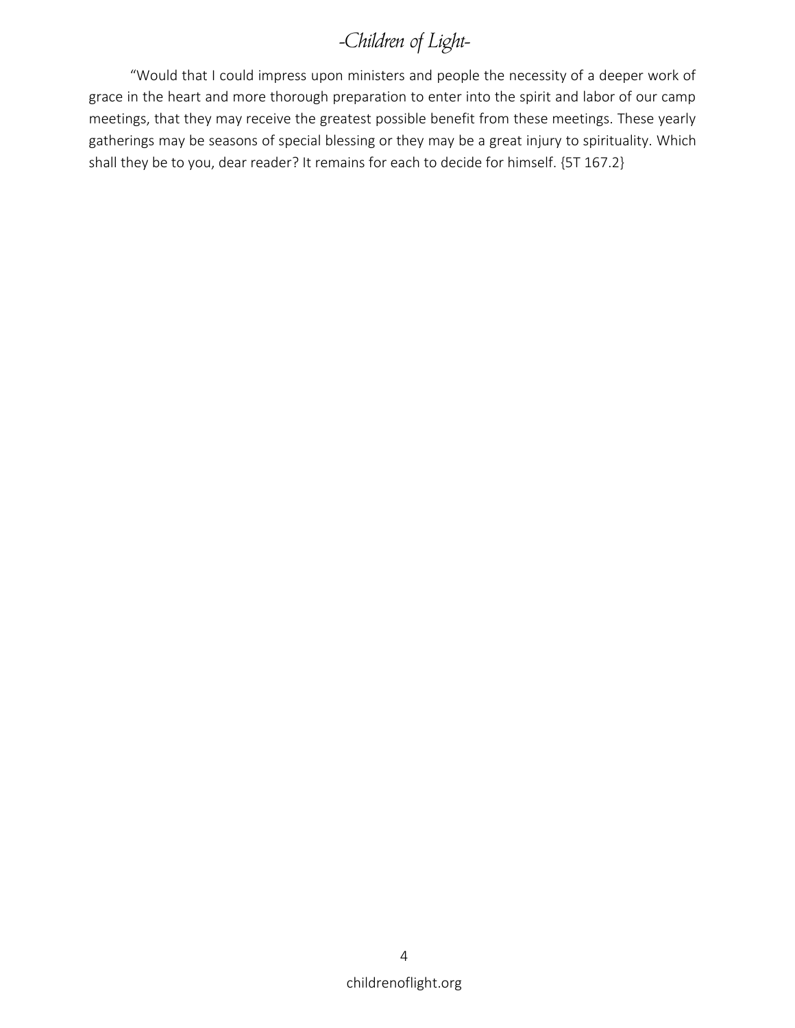"Would that I could impress upon ministers and people the necessity of a deeper work of grace in the heart and more thorough preparation to enter into the spirit and labor of our camp meetings, that they may receive the greatest possible benefit from these meetings. These yearly gatherings may be seasons of special blessing or they may be a great injury to spirituality. Which shall they be to you, dear reader? It remains for each to decide for himself. {5T 167.2}